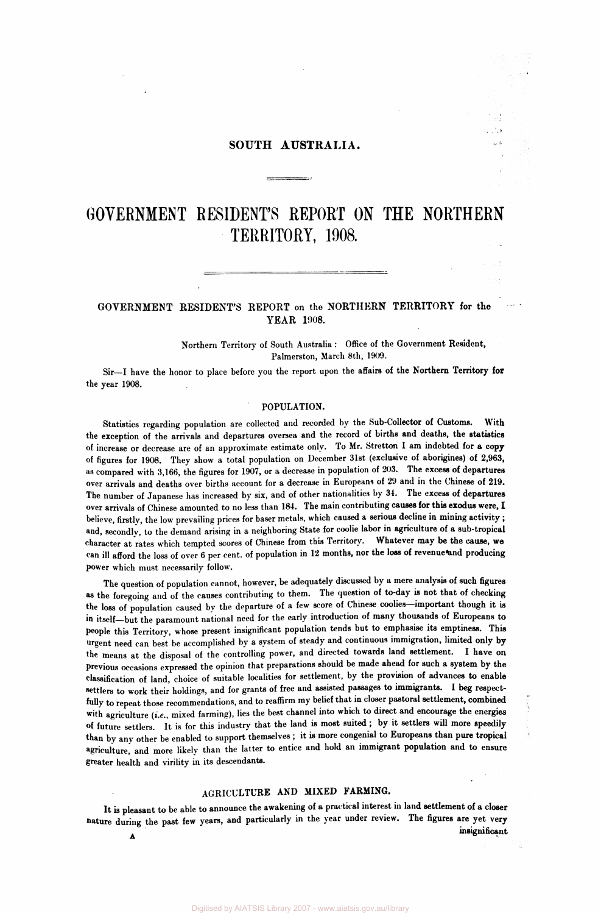# SOUTH AUSTRALIA.

# GOVERNMENT RESIDENT'S REPORT ON THE NORTHERN TERRITORY, 1908.

## GOVERNMENT RESIDENT'S REPORT on the NORTHERN TERRITORY for the YEAR 1908.

Northern Territory of South Australia: Office of the Government Resident, Palmerston, March 8th, 1909.

Sir—I have the honor to place before you the report upon the affairs of the Northern Territory for the year 1908.

### POPULATION.

Statistics regarding population are collected and recorded by the Sub-Collector of Customs. With the exception of the arrivals and departures oversea and the record of births and deaths, the statistics of increase or decrease are of an approximate estimate only. To Mr. Stretton I am indebted for a copy of figures for 1908. They show a total population on December 31st (exclusive of aborigines) of 2,963, as compared with 3,166, the figures for 1907, or a decrease in population of 203. The excess of departures over arrivals and deaths over births account for a decrease in Europeans of 29 and in the Chinese of 219. The number of Japanese has increased by six, and of other nationalities by 34. The excess of departures over arrivals of Chinese amounted to no less than 184. The main contributing causes for this exodus were, I believe, firstly, the low prevailing prices for baser metals, which caused a serious decline in mining activity; and, secondly, to the demand arising in a neighboring State for coolie labor in agriculture of a sub-tropical character at rates which tempted scores of Chinese from this Territory. Whatever may be the cause, we can ill afford the loss of over 6 per cent. of population in 12 months, nor the loss of revenue and producing power which must necessarily follow.

The question of population cannot, however, be adequately discussed by a mere analysis of such figures as the foregoing and of the causes contributing to them. The question of to-day is not that of checking the loss of population caused by the departure of a few score of Chinese coolies—important though it is in itself—but the paramount national need for the early introduction of many thousands of Europeans to people this Territory, whose present insignificant population tends but to emphasise its emptiness. This urgent need can best be accomplished by a system of steady and continuous immigration, limited only by the means at the disposal of the controlling power, and directed towards land settlement. I have on previous occasions expressed the opinion that preparations should be made ahead for such a system by the classification of land, choice of suitable localities for settlement, by the provision of advances to enable settlers to work their holdings, and for grants of free and assisted passages to immigrants. I beg respectfully to repeat those recommendations, and to reaffirm my belief that in closer pastoral settlement, combined with agriculture (*i.e.*, mixed farming), lies the best channel into which to direct and encourage the energies of future settlers. It is for this industry that the land is most suited; by it settlers will more speedily than by any other be enabled to support themselves; it is more congenial to Europeans than pure tropical agriculture, and more likely than the latter to entice and hold an immigrant population and to ensure greater health and virility in its descendants.

### AGRICULTURE AND MIXED FARMING.

It is pleasant to be able to announce the awakening of a practical interest in land settlement of a closer nature during the past few years, and particularly in the year under review. The figures are yet very insignificant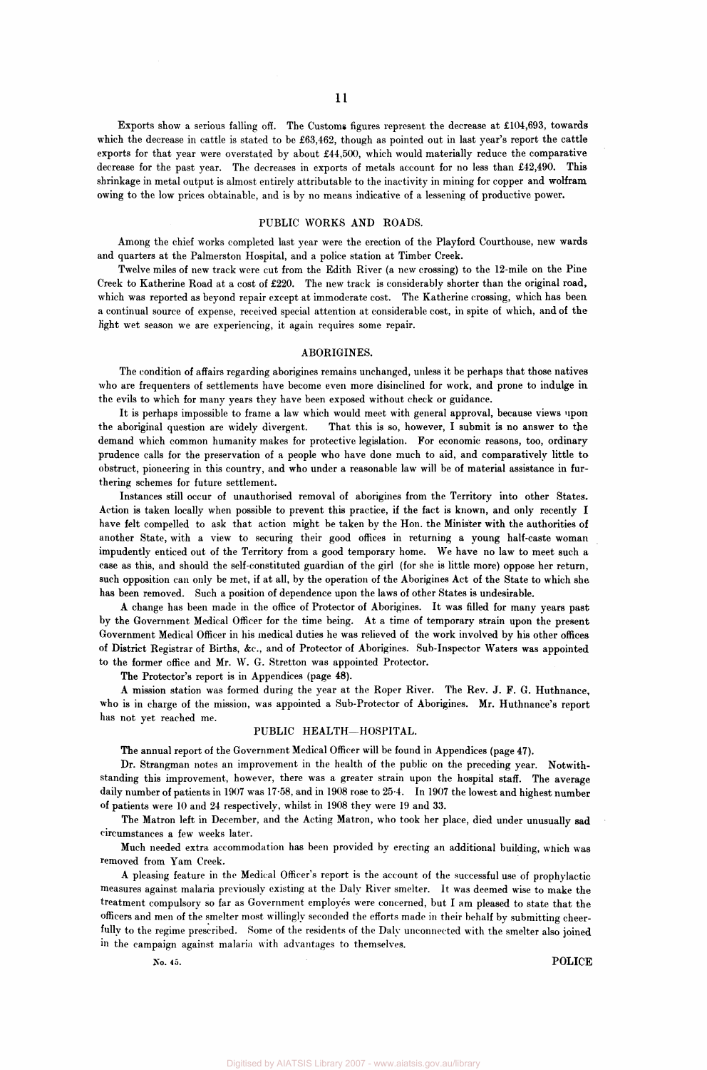Exports show a serious falling off. The Customs figures represent the decrease at £104,693, towards which the decrease in cattle is stated to be £63,462, though as pointed out in last year's report the cattle exports for that year were overstated by about £44,500, which would materially reduce the comparative decrease for the past year. The decreases in exports of metals account for no less than £42,490. This shrinkage in metal output is almost entirely attributable to the inactivity in mining for copper and wolfram owing to the low prices obtainable, and is by no means indicative of a lessening of productive power.

## PUBLIC WORKS AND ROADS.

Among the chief works completed last year were the erection of the Playford Courthouse, new wards and quarters at the Palmerston Hospital, and a police station at Timber Creek.

Twelve miles of new track were cut from the Edith River (a new crossing) to the 12-mile on the Pine Creek to Katherine Road at a cost of £220. The new track is considerably shorter than the original road, which was reported as beyond repair except at immoderate cost. The Katherine crossing, which has been a continual source of expense, received special attention at considerable cost, in spite of which, and of the light wet season we are experiencing, it again requires some repair.

## ABORIGINES.

The condition of affairs regarding aborigines remains unchanged, unless it be perhaps that those natives who are frequenters of settlements have become even more disinclined for work, and prone to indulge in the evils to which for many years they have been exposed without check or guidance.

It is perhaps impossible to frame a law which would meet with general approval, because views upon the aboriginal question are widely divergent. That this is so, however, I submit is no answer to the demand which common humanity makes for protective legislation. For economic reasons, too, ordinary prudence calls for the preservation of a people who have done much to aid, and comparatively little to obstruct, pioneering in this country, and who under a reasonable law will be of material assistance in furthering schemes for future settlement.

Instances still occur of unauthorised removal of aborigines from the Territory into other States. Action is taken locally when possible to prevent this practice, if the fact is known, and only recently I have felt compelled to ask that action might be taken by the Hon. the Minister with the authorities of another State, with a view to securing their good offices in returning a young half-caste woman impudently enticed out of the Territory from a good temporary home. We have no law to meet such a case as this, and should the self-constituted guardian of the girl (for she is little more) oppose her return, such opposition can only be met, if at all, by the operation of the Aborigines Act of the State to which she has been removed. Such a position of dependence upon the laws of other States is undesirable.

A change has been made in the office of Protector of Aborigines. It was filled for many years past by the Government Medical Officer for the time being. At a time of temporary strain upon the present Government Medical Officer in his medical duties he was relieved of the work involved by his other offices of District Registrar of Births, &c., and of Protector of Aborigines. Sub-Inspector Waters was appointed to the former office and Mr. W. G. Stretton was appointed Protector.

The Protector's report is in Appendices (page 48).

A mission station was formed during the year at the Roper River. The Rev. J. F. G. Huthnance, who is in charge of the mission, was appointed a Sub-Protector of Aborigines. Mr. Huthnance's report has not yet reached me.

## PUBLIC HEALTH—HOSPITAL.

The annual report of the Government Medical Officer will be found in Appendices (page 47).

Dr. Strangman notes an improvement in the health of the public on the preceding year. Notwithstanding this improvement, however, there was a greater strain upon the hospital staff. The average daily number of patients in 1907 was 17·58, and in 1908 rose to 25·4. In 1907 the lowest and highest number of patients were 10 and 24 respectively, whilst in 1908 they were 19 and 33.

The Matron left in December, and the Acting Matron, who took her place, died under unusually sad circumstances a few weeks later.

Much needed extra accommodation has been provided by erecting an additional building, which was removed from Yam Creek.

A pleasing feature in the Medical Officer's report is the account of the successful use of prophylactic measures against malaria previously existing at the Daly River smelter. It was deemed wise to make the treatment compulsory so far as Government employés were concerned, but I am pleased to state that the officers and men of the smelter most willingly seconded the efforts made in their behalf by submitting cheerfully to the regime prescribed. Some of the residents of the Daly unconnected with the smelter also joined in the campaign against malaria with advantages to themselves.

No. 45.

POLICE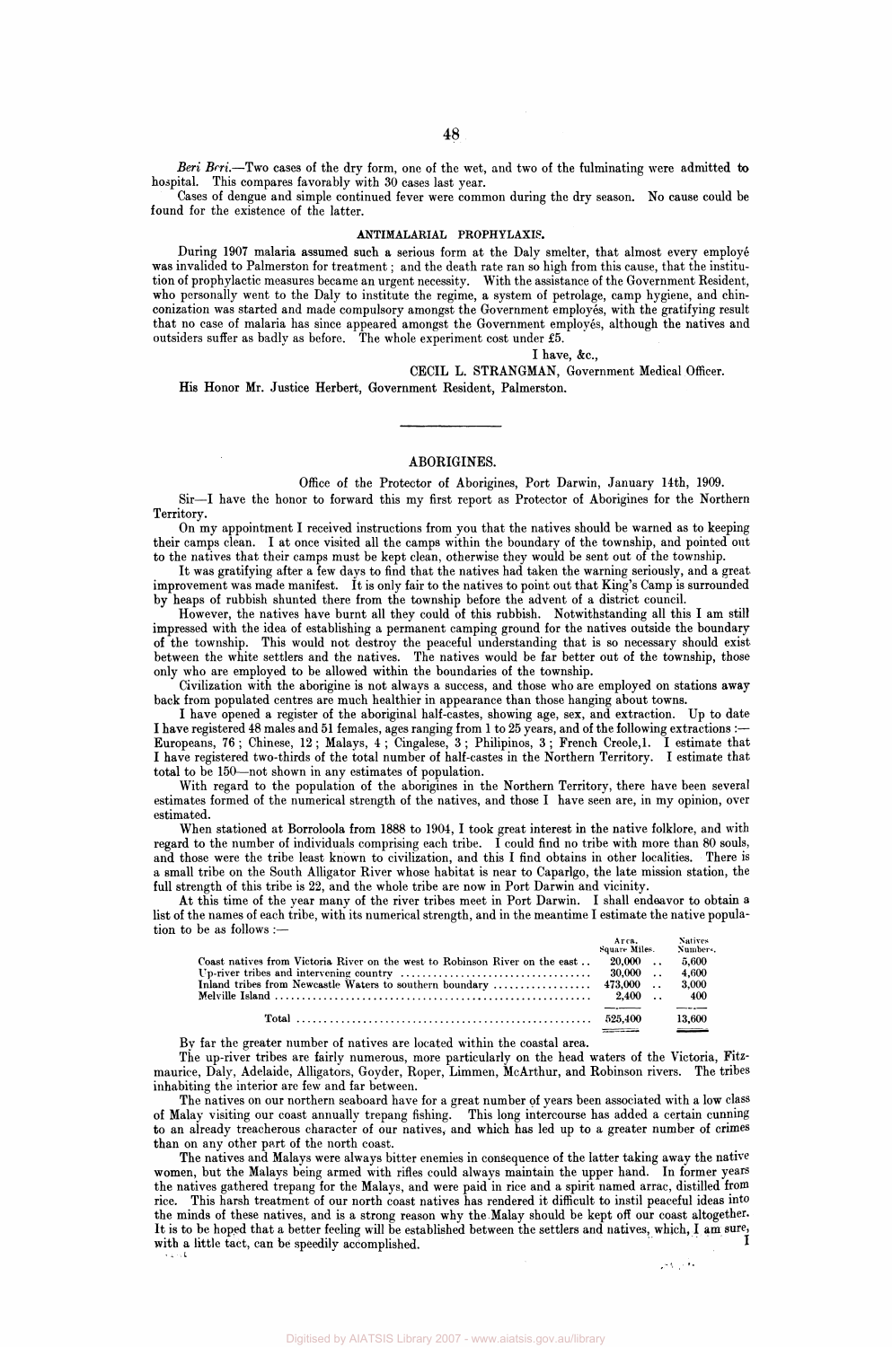*Beri Beri.*—Two cases of the dry form, one of the wet, and two of the fulminating were admitted to hospital. This compares favorably with 30 cases last year.

Cases of dengue and simple continued fever were common during the dry season. No cause could be found for the existence of the latter.

### ANTIMALARIAL PROPHYLAXIS.

During 1907 malaria assumed such a serious form at the Daly smelter, that almost every employé was invalided to Palmerston for treatment; and the death rate ran so high from this cause, that the institution of prophylactic measures became an urgent necessity. With the assistance of the Government Resident, who personally went to the Daly to institute the regime, a system of petrolage, camp hygiene, and chinconization was started and made compulsory amongst the Government employés, with the gratifying result that no case of malaria has since appeared amongst the Government employés, although the natives and outsiders suffer as badly as before. The whole experiment cost under £5.

I have, &c.,

CECIL L. STRANGMAN, Government Medical Officer.

His Honor Mr. Justice Herbert, Government Resident, Palmerston.

---

## ABORIGINES.

Office of the Protector of Aborigines, Port Darwin, January 14th, 1909.

Sir—I have the honor to forward this my first report as Protector of Aborigines for the Northern Territory.

On my appointment I received instructions from you that the natives should be warned as to keeping their camps clean. I at once visited all the camps within the boundary of the township, and pointed out to the natives that their camps must be kept clean, otherwise they would be sent out of the township.

It was gratifying after a few days to find that the natives had taken the warning seriously, and a great improvement was made manifest. It is only fair to the natives to point out that King's Camp is surrounded by heaps of rubbish shunted there from the township before the advent of a district council.

However, the natives have burnt all they could of this rubbish. Notwithstanding all this I am still impressed with the idea of establishing a permanent camping ground for the natives outside the boundary of the township. This would not destroy the peaceful understanding that is so necessary should exist between the white settlers and the natives. The natives would be far better out of the township, those only who are employed to be allowed within the boundaries of the township.

Civilization with the aborigine is not always a success, and those who are employed on stations away back from populated centres are much healthier in appearance than those hanging about towns.

I have opened a register of the aboriginal half-castes, showing age, sex, and extraction. Up to date I have registered 48 males and 51 females, ages ranging from 1 to 25 years, and of the following extractions:— Europeans, 76; Chinese, 12; Malays, 4; Cingalese, 3; Philipinos, 3; French Creole, 1. I estimate that I have registered two-thirds of the total number of half-castes in the Northern Territory. I estimate that total to be 150—not shown in any estimates of population.

With regard to the population of the aborigines in the Northern Territory, there have been several estimates formed of the numerical strength of the natives, and those I have seen are, in my opinion, over estimated.

When stationed at Borroloola from 1888 to 1904, I took great interest in the native folklore, and with regard to the number of individuals comprising each tribe. I could find no tribe with more than 80 souls, and those were the tribe least known to civilization, and this I find obtains in other localities. There is a small tribe on the South Alligator River whose habitat is near to Caparlgo, the late mission station, the full strength of this tribe is 22, and the whole tribe are now in Port Darwin and vicinity.

At this time of the year many of the river tribes meet in Port Darwin. I shall endeavor to obtain a list of the names of each tribe, with its numerical strength, and in the meantime I estimate the native population to be as follows:—

| | Area. Square Miles. | Natives Numbers. |
|---|---|---|
| Coast natives from Victoria River on the west to Robinson River on the east | 20,000 | 5,600 |
| Up-river tribes and intervening country | 30,000 | 4,600 |
| Inland tribes from Newcastle Waters to southern boundary | 473,000 | 3,000 |
| Melville Island | 2,400 | 400 |
| Total | 525,400 | 13,600 |

By far the greater number of natives are located within the coastal area.

The up-river tribes are fairly numerous, more particularly on the head waters of the Victoria, Fitzmaurice, Daly, Adelaide, Alligators, Goyder, Roper, Limmen, McArthur, and Robinson rivers. The tribes inhabiting the interior are few and far between.

The natives on our northern seaboard have for a great number of years been associated with a low class of Malay visiting our coast annually trepang fishing. This long intercourse has added a certain cunning to an already treacherous character of our natives, and which has led up to a greater number of crimes than on any other part of the north coast.

The natives and Malays were always bitter enemies in consequence of the latter taking away the native women, but the Malays being armed with rifles could always maintain the upper hand. In former years the natives gathered trepang for the Malays, and were paid in rice and a spirit named arrac, distilled from rice. This harsh treatment of our north coast natives has rendered it difficult to instil peaceful ideas into the minds of these natives, and is a strong reason why the Malay should be kept off our coast altogether. It is to be hoped that a better feeling will be established between the settlers and natives, which, I am sure, with a little tact, can be speedily accomplished.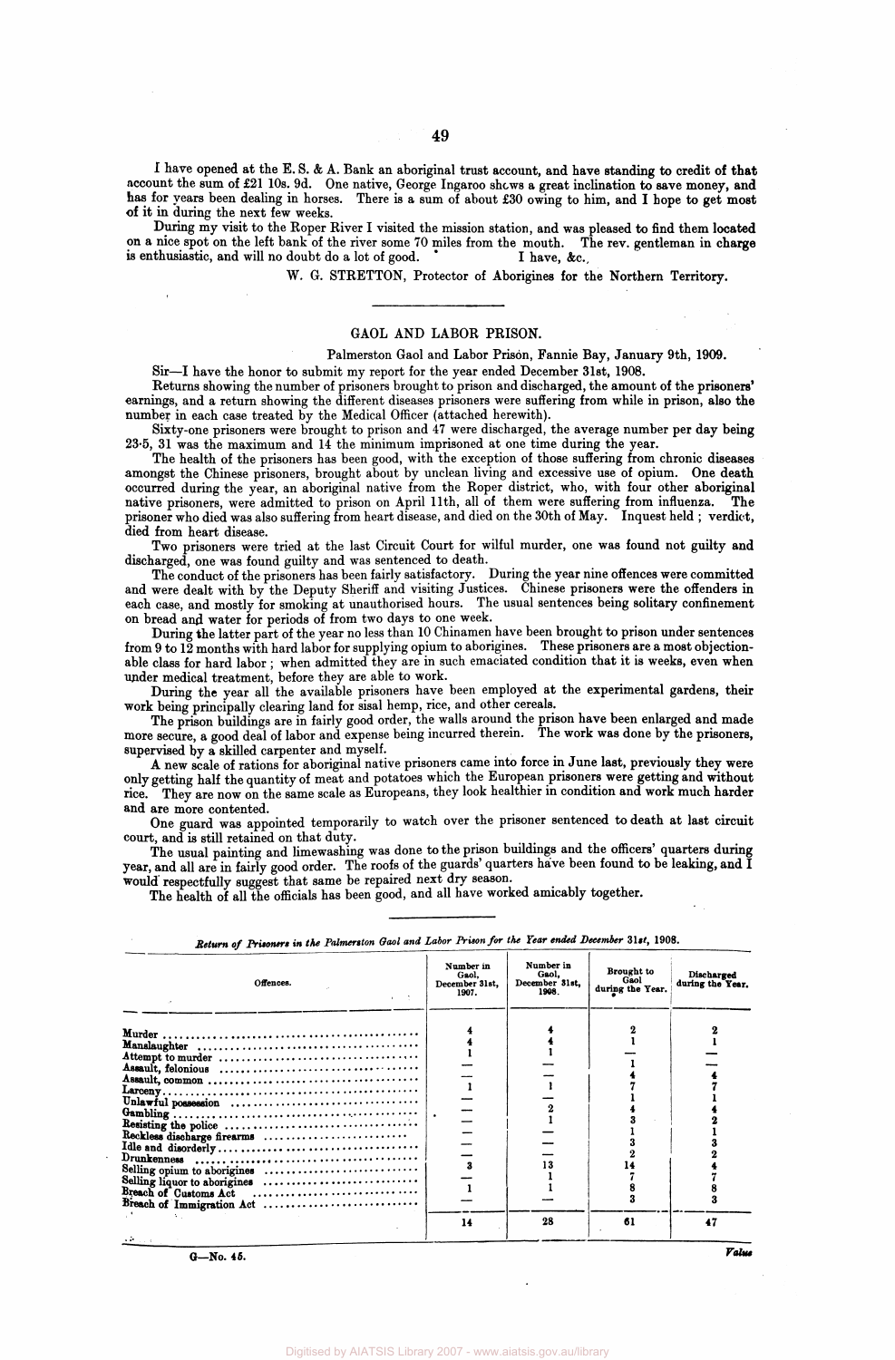I have opened at the E. S. & A. Bank an aboriginal trust account, and have standing to credit of that account the sum of £21 10s. 9d. One native, George Ingaroo shows a great inclination to save money, and has for years been dealing in horses. There is a sum of about £30 owing to him, and I hope to get most of it in during the next few weeks.

During my visit to the Roper River I visited the mission station, and was pleased to find them located on a nice spot on the left bank of the river some 70 miles from the mouth. The rev. gentleman in charge is enthusiastic, and will no doubt do a lot of good. I have, &c.,

W. G. STRETTON, Protector of Aborigines for the Northern Territory.

---

## GAOL AND LABOR PRISON.

Palmerston Gaol and Labor Prison, Fannie Bay, January 9th, 1909.

Sir—I have the honor to submit my report for the year ended December 31st, 1908.

Returns showing the number of prisoners brought to prison and discharged, the amount of the prisoners' earnings, and a return showing the different diseases prisoners were suffering from while in prison, also the number in each case treated by the Medical Officer (attached herewith).

Sixty-one prisoners were brought to prison and 47 were discharged, the average number per day being 23·5, 31 was the maximum and 14 the minimum imprisoned at one time during the year.

The health of the prisoners has been good, with the exception of those suffering from chronic diseases amongst the Chinese prisoners, brought about by unclean living and excessive use of opium. One death occurred during the year, an aboriginal native from the Roper district, who, with four other aboriginal native prisoners, were admitted to prison on April 11th, all of them were suffering from influenza. The prisoner who died was also suffering from heart disease, and died on the 30th of May. Inquest held; verdict, died from heart disease.

Two prisoners were tried at the last Circuit Court for wilful murder, one was found not guilty and discharged, one was found guilty and was sentenced to death.

The conduct of the prisoners has been fairly satisfactory. During the year nine offences were committed and were dealt with by the Deputy Sheriff and visiting Justices. Chinese prisoners were the offenders in each case, and mostly for smoking at unauthorised hours. The usual sentences being solitary confinement on bread and water for periods of from two days to one week.

During the latter part of the year no less than 10 Chinamen have been brought to prison under sentences from 9 to 12 months with hard labor for supplying opium to aborigines. These prisoners are a most objectionable class for hard labor; when admitted they are in such emaciated condition that it is weeks, even when under medical treatment, before they are able to work.

During the year all the available prisoners have been employed at the experimental gardens, their work being principally clearing land for sisal hemp, rice, and other cereals.

The prison buildings are in fairly good order, the walls around the prison have been enlarged and made more secure, a good deal of labor and expense being incurred therein. The work was done by the prisoners, supervised by a skilled carpenter and myself.

A new scale of rations for aboriginal native prisoners came into force in June last, previously they were only getting half the quantity of meat and potatoes which the European prisoners were getting and without rice. They are now on the same scale as Europeans, they look healthier in condition and work much harder and are more contented.

One guard was appointed temporarily to watch over the prisoner sentenced to death at last circuit court, and is still retained on that duty.

The usual painting and limewashing was done to the prison buildings and the officers' quarters during year, and all are in fairly good order. The roofs of the guards' quarters have been found to be leaking, and I would respectfully suggest that same be repaired next dry season.

The health of all the officials has been good, and all have worked amicably together.

---

*Return of Prisoners in the Palmerston Gaol and Labor Prison for the Year ended December 31st, 1908.*

| Offences. | Number in Gaol, December 31st, 1907. | Number in Gaol, December 31st, 1908. | Brought to Gaol during the Year. | Discharged during the Year. |
|---|---|---|---|---|
| Murder | 4 | 4 | 2 | 2 |
| Manslaughter | 4 | 4 | 1 | 1 |
| Attempt to murder | 1 | 1 | — | — |
| Assault, felonious | — | — | 1 | — |
| Assault, common | — | — | 4 | 4 |
| Larceny | 1 | 1 | 7 | 7 |
| Unlawful possession | — | — | 1 | 1 |
| Gambling | — | 2 | 4 | 4 |
| Resisting the police | — | 1 | 3 | 2 |
| Reckless discharge firearms | — | — | 1 | 1 |
| Idle and disorderly | — | — | 3 | 3 |
| Drunkenness | — | — | 2 | 2 |
| Selling opium to aborigines | 3 | 13 | 14 | 4 |
| Selling liquor to aborigines | — | 1 | 7 | 7 |
| Breach of Customs Act | 1 | 1 | 8 | 8 |
| Breach of Immigration Act | — | — | 3 | 3 |
| | 14 | 28 | 61 | 47 |

G—No. 45.